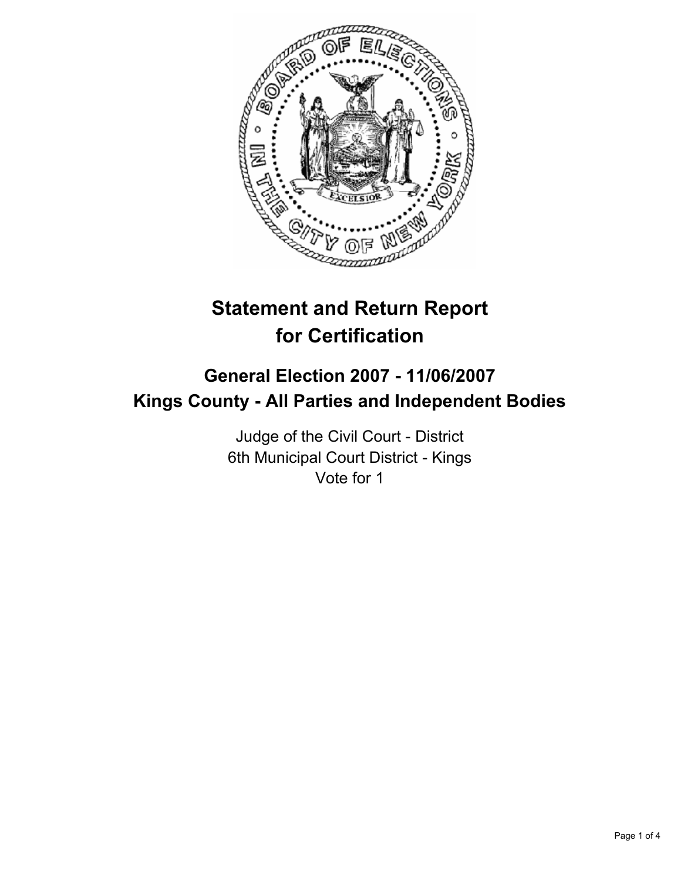# Statement and Return Report for Certification

## General Election 2007 - 11/06/2007
## Kings County - All Parties and Independent Bodies

Judge of the Civil Court - District
6th Municipal Court District - Kings
Vote for 1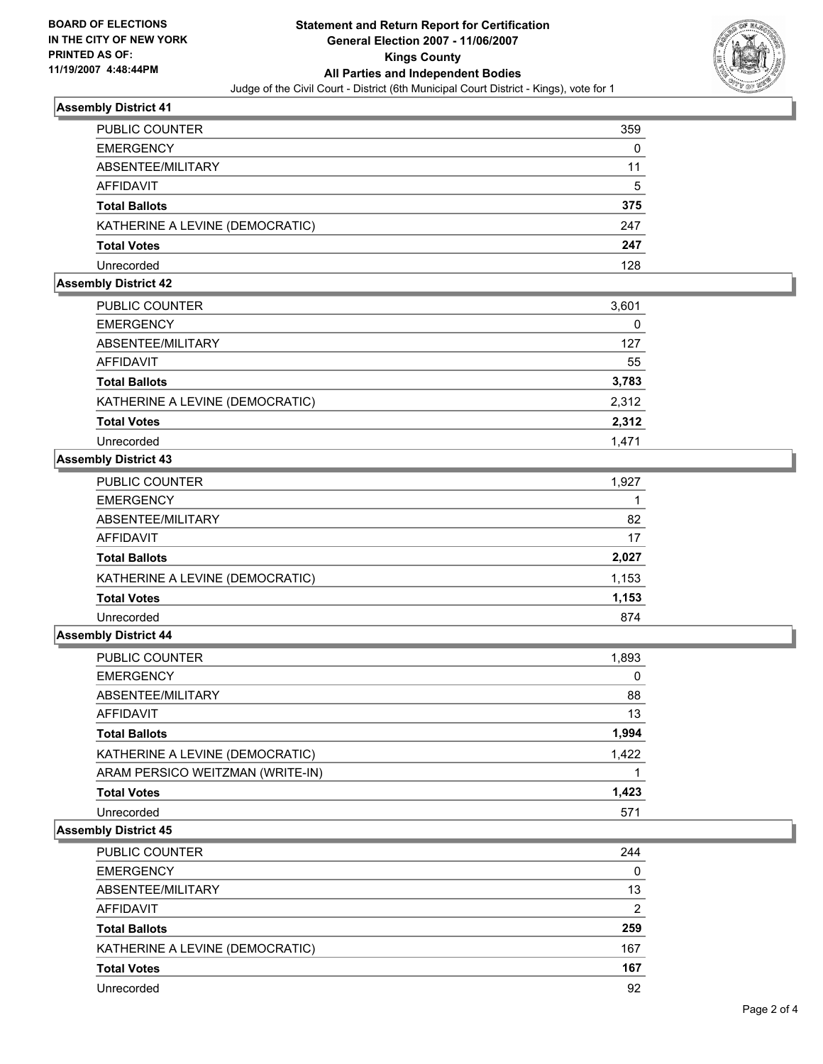**BOARD OF ELECTIONS IN THE CITY OF NEW YORK PRINTED AS OF: 11/19/2007 4:48:44PM**

# Statement and Return Report for Certification
## General Election 2007 - 11/06/2007
## Kings County
## All Parties and Independent Bodies

Judge of the Civil Court - District (6th Municipal Court District - Kings), vote for 1

### Assembly District 41

| | |
|---|---|
| PUBLIC COUNTER | 359 |
| EMERGENCY | 0 |
| ABSENTEE/MILITARY | 11 |
| AFFIDAVIT | 5 |
| **Total Ballots** | **375** |
| KATHERINE A LEVINE (DEMOCRATIC) | 247 |
| **Total Votes** | **247** |
| Unrecorded | 128 |

### Assembly District 42

| | |
|---|---|
| PUBLIC COUNTER | 3,601 |
| EMERGENCY | 0 |
| ABSENTEE/MILITARY | 127 |
| AFFIDAVIT | 55 |
| **Total Ballots** | **3,783** |
| KATHERINE A LEVINE (DEMOCRATIC) | 2,312 |
| **Total Votes** | **2,312** |
| Unrecorded | 1,471 |

### Assembly District 43

| | |
|---|---|
| PUBLIC COUNTER | 1,927 |
| EMERGENCY | 1 |
| ABSENTEE/MILITARY | 82 |
| AFFIDAVIT | 17 |
| **Total Ballots** | **2,027** |
| KATHERINE A LEVINE (DEMOCRATIC) | 1,153 |
| **Total Votes** | **1,153** |
| Unrecorded | 874 |

### Assembly District 44

| | |
|---|---|
| PUBLIC COUNTER | 1,893 |
| EMERGENCY | 0 |
| ABSENTEE/MILITARY | 88 |
| AFFIDAVIT | 13 |
| **Total Ballots** | **1,994** |
| KATHERINE A LEVINE (DEMOCRATIC) | 1,422 |
| ARAM PERSICO WEITZMAN (WRITE-IN) | 1 |
| **Total Votes** | **1,423** |
| Unrecorded | 571 |

### Assembly District 45

| | |
|---|---|
| PUBLIC COUNTER | 244 |
| EMERGENCY | 0 |
| ABSENTEE/MILITARY | 13 |
| AFFIDAVIT | 2 |
| **Total Ballots** | **259** |
| KATHERINE A LEVINE (DEMOCRATIC) | 167 |
| **Total Votes** | **167** |
| Unrecorded | 92 |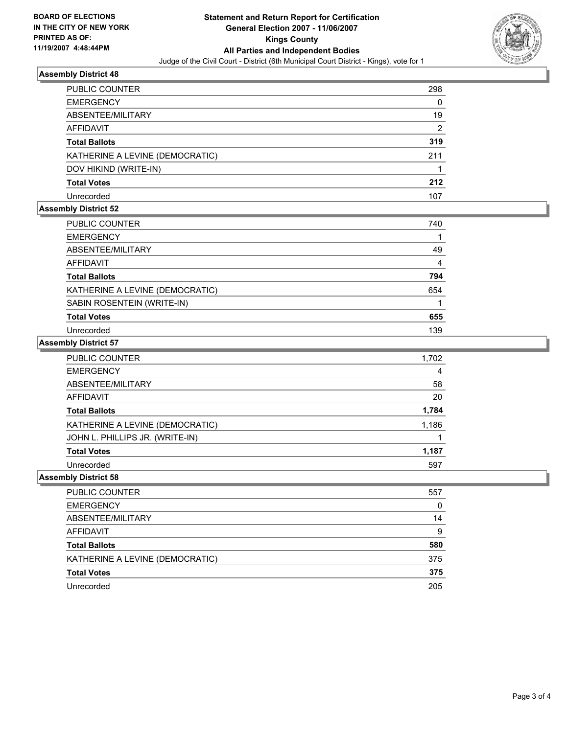**BOARD OF ELECTIONS IN THE CITY OF NEW YORK PRINTED AS OF: 11/19/2007 4:48:44PM**

# Statement and Return Report for Certification
## General Election 2007 - 11/06/2007
## Kings County
## All Parties and Independent Bodies
Judge of the Civil Court - District (6th Municipal Court District - Kings), vote for 1

### Assembly District 48

| | |
|---|---|
| PUBLIC COUNTER | 298 |
| EMERGENCY | 0 |
| ABSENTEE/MILITARY | 19 |
| AFFIDAVIT | 2 |
| **Total Ballots** | **319** |
| KATHERINE A LEVINE (DEMOCRATIC) | 211 |
| DOV HIKIND (WRITE-IN) | 1 |
| **Total Votes** | **212** |
| Unrecorded | 107 |

### Assembly District 52

| | |
|---|---|
| PUBLIC COUNTER | 740 |
| EMERGENCY | 1 |
| ABSENTEE/MILITARY | 49 |
| AFFIDAVIT | 4 |
| **Total Ballots** | **794** |
| KATHERINE A LEVINE (DEMOCRATIC) | 654 |
| SABIN ROSENTEIN (WRITE-IN) | 1 |
| **Total Votes** | **655** |
| Unrecorded | 139 |

### Assembly District 57

| | |
|---|---|
| PUBLIC COUNTER | 1,702 |
| EMERGENCY | 4 |
| ABSENTEE/MILITARY | 58 |
| AFFIDAVIT | 20 |
| **Total Ballots** | **1,784** |
| KATHERINE A LEVINE (DEMOCRATIC) | 1,186 |
| JOHN L. PHILLIPS JR. (WRITE-IN) | 1 |
| **Total Votes** | **1,187** |
| Unrecorded | 597 |

### Assembly District 58

| | |
|---|---|
| PUBLIC COUNTER | 557 |
| EMERGENCY | 0 |
| ABSENTEE/MILITARY | 14 |
| AFFIDAVIT | 9 |
| **Total Ballots** | **580** |
| KATHERINE A LEVINE (DEMOCRATIC) | 375 |
| **Total Votes** | **375** |
| Unrecorded | 205 |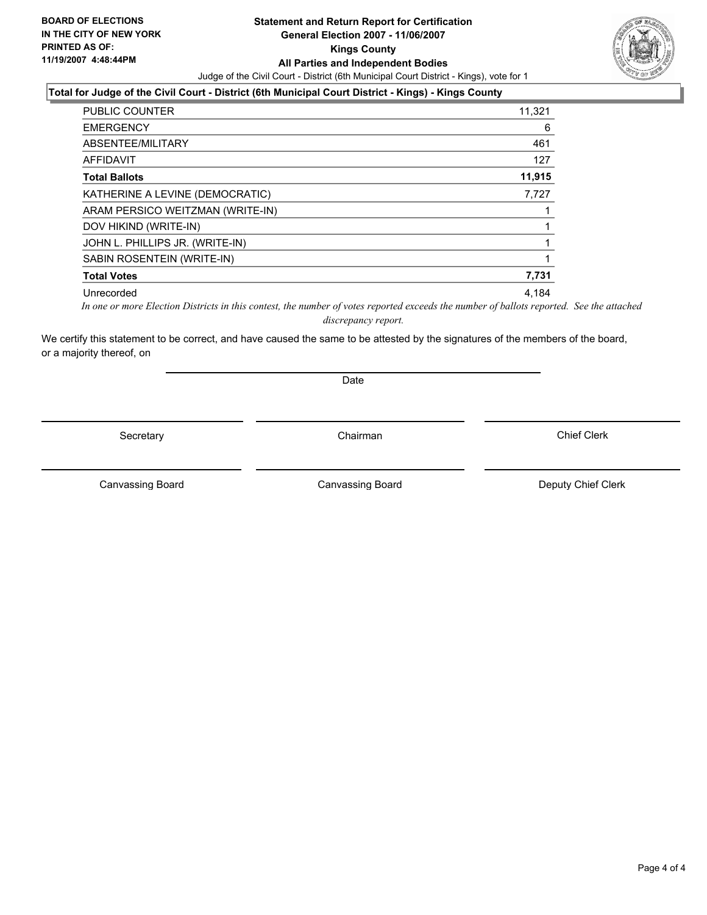**BOARD OF ELECTIONS IN THE CITY OF NEW YORK PRINTED AS OF: 11/19/2007 4:48:44PM**

**Statement and Return Report for Certification General Election 2007 - 11/06/2007 Kings County All Parties and Independent Bodies**

Judge of the Civil Court - District (6th Municipal Court District - Kings), vote for 1

**Total for Judge of the Civil Court - District (6th Municipal Court District - Kings) - Kings County**

| | |
|---|---|
| PUBLIC COUNTER | 11,321 |
| EMERGENCY | 6 |
| ABSENTEE/MILITARY | 461 |
| AFFIDAVIT | 127 |
| **Total Ballots** | **11,915** |
| KATHERINE A LEVINE (DEMOCRATIC) | 7,727 |
| ARAM PERSICO WEITZMAN (WRITE-IN) | 1 |
| DOV HIKIND (WRITE-IN) | 1 |
| JOHN L. PHILLIPS JR. (WRITE-IN) | 1 |
| SABIN ROSENTEIN (WRITE-IN) | 1 |
| **Total Votes** | **7,731** |
| Unrecorded | 4,184 |

*In one or more Election Districts in this contest, the number of votes reported exceeds the number of ballots reported. See the attached discrepancy report.*

We certify this statement to be correct, and have caused the same to be attested by the signatures of the members of the board, or a majority thereof, on

Date

Secretary    Chairman    Chief Clerk

Canvassing Board    Canvassing Board    Deputy Chief Clerk